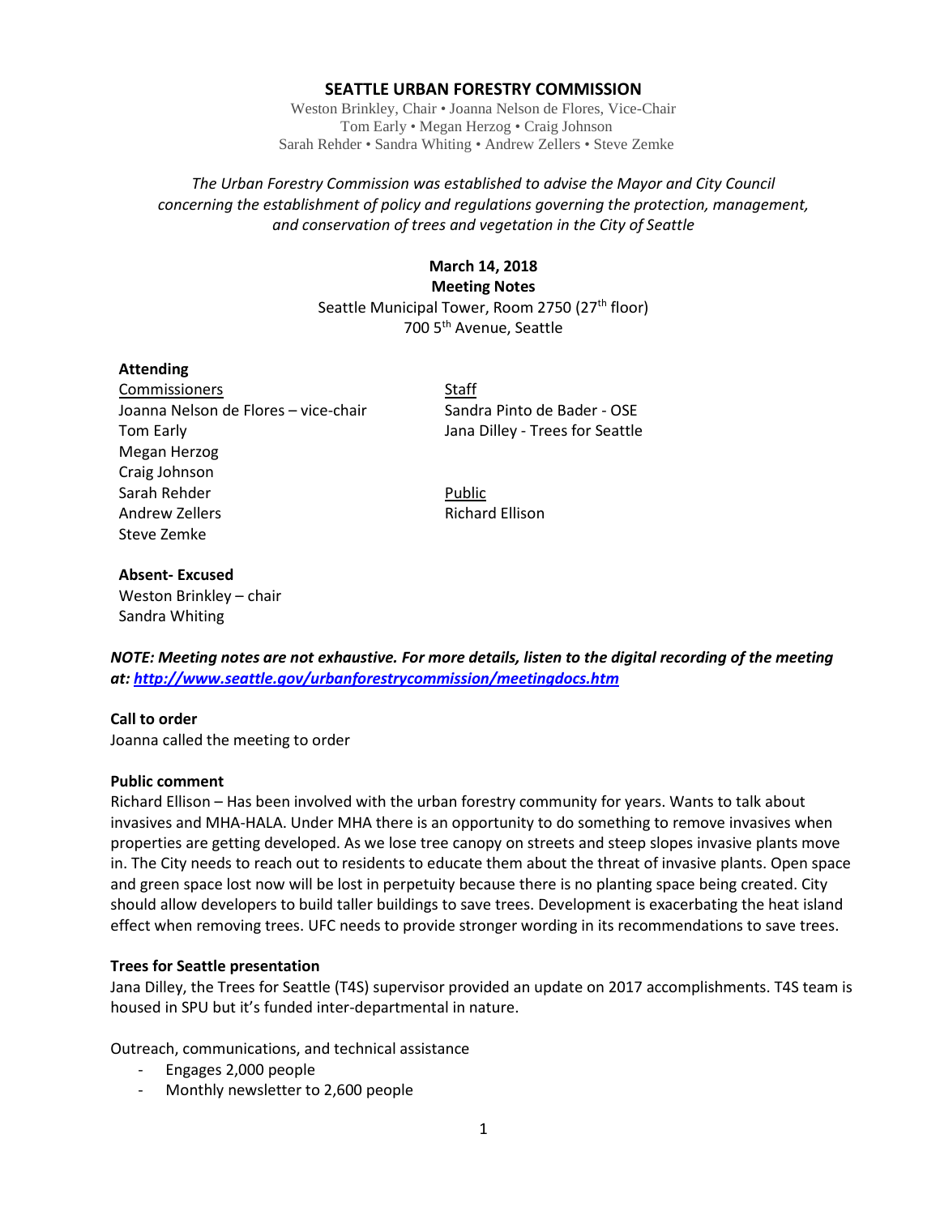# SEATTLE URBAN FORESTRY COMMISSION

Weston Brinkley, Chair • Joanna Nelson de Flores, Vice-Chair
Tom Early • Megan Herzog • Craig Johnson
Sarah Rehder • Sandra Whiting • Andrew Zellers • Steve Zemke

*The Urban Forestry Commission was established to advise the Mayor and City Council concerning the establishment of policy and regulations governing the protection, management, and conservation of trees and vegetation in the City of Seattle*

**March 14, 2018**
**Meeting Notes**
Seattle Municipal Tower, Room 2750 (27th floor)
700 5th Avenue, Seattle

**Attending**

Commissioners
Joanna Nelson de Flores – vice-chair
Tom Early
Megan Herzog
Craig Johnson
Sarah Rehder
Andrew Zellers
Steve Zemke

Staff
Sandra Pinto de Bader - OSE
Jana Dilley - Trees for Seattle

Public
Richard Ellison

**Absent- Excused**
Weston Brinkley – chair
Sandra Whiting

***NOTE: Meeting notes are not exhaustive. For more details, listen to the digital recording of the meeting at: http://www.seattle.gov/urbanforestrycommission/meetingdocs.htm***

**Call to order**
Joanna called the meeting to order

**Public comment**
Richard Ellison – Has been involved with the urban forestry community for years. Wants to talk about invasives and MHA-HALA. Under MHA there is an opportunity to do something to remove invasives when properties are getting developed. As we lose tree canopy on streets and steep slopes invasive plants move in. The City needs to reach out to residents to educate them about the threat of invasive plants. Open space and green space lost now will be lost in perpetuity because there is no planting space being created. City should allow developers to build taller buildings to save trees. Development is exacerbating the heat island effect when removing trees. UFC needs to provide stronger wording in its recommendations to save trees.

**Trees for Seattle presentation**
Jana Dilley, the Trees for Seattle (T4S) supervisor provided an update on 2017 accomplishments. T4S team is housed in SPU but it's funded inter-departmental in nature.

Outreach, communications, and technical assistance

- Engages 2,000 people
- Monthly newsletter to 2,600 people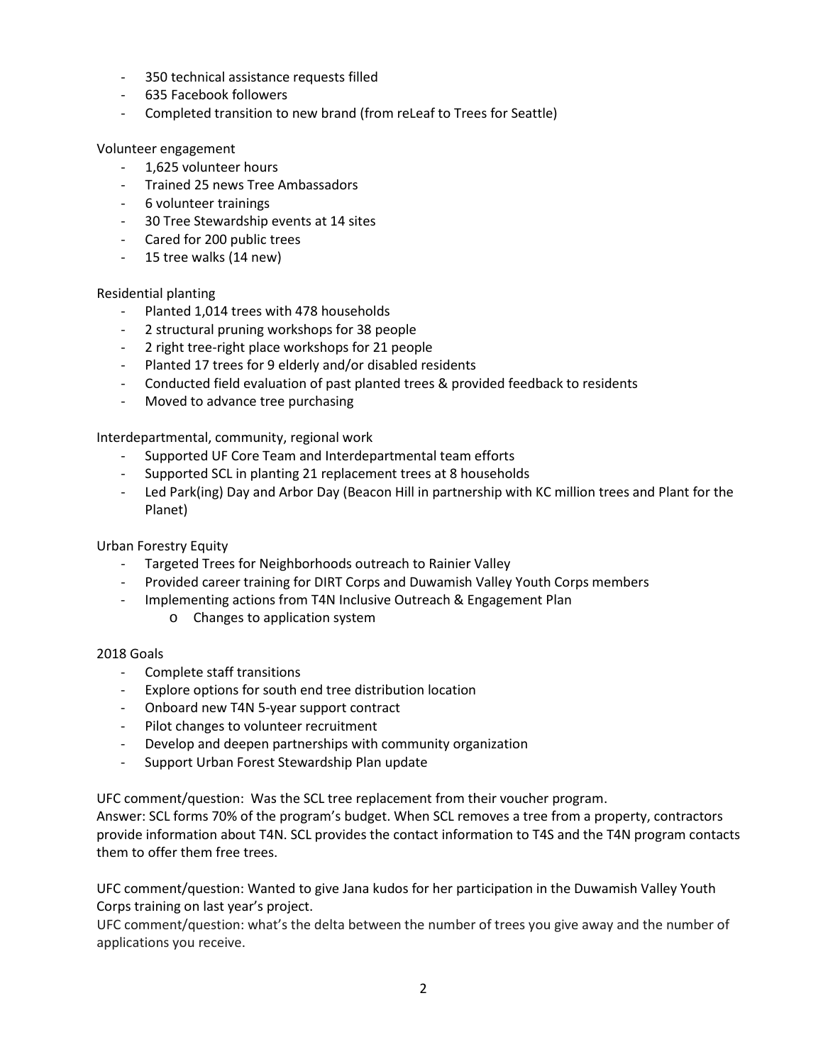- 350 technical assistance requests filled
- 635 Facebook followers
- Completed transition to new brand (from reLeaf to Trees for Seattle)

Volunteer engagement

- 1,625 volunteer hours
- Trained 25 news Tree Ambassadors
- 6 volunteer trainings
- 30 Tree Stewardship events at 14 sites
- Cared for 200 public trees
- 15 tree walks (14 new)

Residential planting

- Planted 1,014 trees with 478 households
- 2 structural pruning workshops for 38 people
- 2 right tree-right place workshops for 21 people
- Planted 17 trees for 9 elderly and/or disabled residents
- Conducted field evaluation of past planted trees & provided feedback to residents
- Moved to advance tree purchasing

Interdepartmental, community, regional work

- Supported UF Core Team and Interdepartmental team efforts
- Supported SCL in planting 21 replacement trees at 8 households
- Led Park(ing) Day and Arbor Day (Beacon Hill in partnership with KC million trees and Plant for the Planet)

Urban Forestry Equity

- Targeted Trees for Neighborhoods outreach to Rainier Valley
- Provided career training for DIRT Corps and Duwamish Valley Youth Corps members
- Implementing actions from T4N Inclusive Outreach & Engagement Plan
  - Changes to application system

2018 Goals

- Complete staff transitions
- Explore options for south end tree distribution location
- Onboard new T4N 5-year support contract
- Pilot changes to volunteer recruitment
- Develop and deepen partnerships with community organization
- Support Urban Forest Stewardship Plan update

UFC comment/question: Was the SCL tree replacement from their voucher program.
Answer: SCL forms 70% of the program's budget. When SCL removes a tree from a property, contractors provide information about T4N. SCL provides the contact information to T4S and the T4N program contacts them to offer them free trees.

UFC comment/question: Wanted to give Jana kudos for her participation in the Duwamish Valley Youth Corps training on last year's project.
UFC comment/question: what's the delta between the number of trees you give away and the number of applications you receive.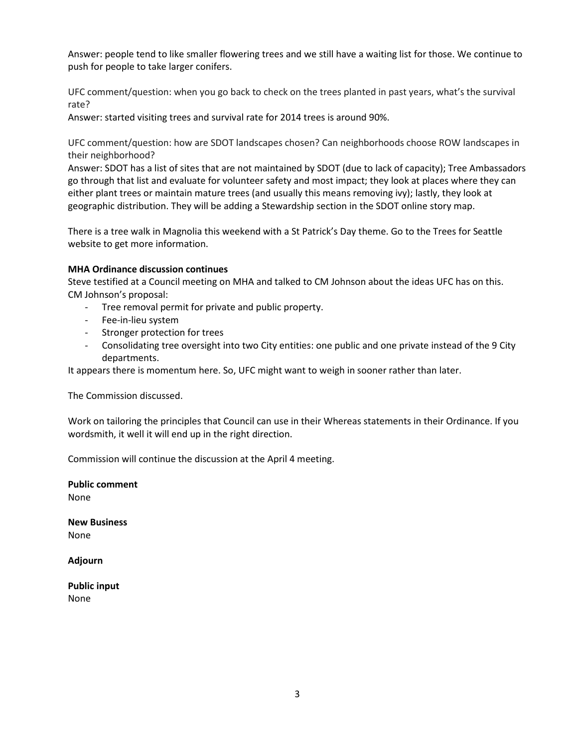Answer: people tend to like smaller flowering trees and we still have a waiting list for those. We continue to push for people to take larger conifers.

UFC comment/question: when you go back to check on the trees planted in past years, what's the survival rate?

Answer: started visiting trees and survival rate for 2014 trees is around 90%.

UFC comment/question: how are SDOT landscapes chosen? Can neighborhoods choose ROW landscapes in their neighborhood?

Answer: SDOT has a list of sites that are not maintained by SDOT (due to lack of capacity); Tree Ambassadors go through that list and evaluate for volunteer safety and most impact; they look at places where they can either plant trees or maintain mature trees (and usually this means removing ivy); lastly, they look at geographic distribution. They will be adding a Stewardship section in the SDOT online story map.

There is a tree walk in Magnolia this weekend with a St Patrick's Day theme. Go to the Trees for Seattle website to get more information.

**MHA Ordinance discussion continues**

Steve testified at a Council meeting on MHA and talked to CM Johnson about the ideas UFC has on this. CM Johnson's proposal:

- Tree removal permit for private and public property.
- Fee-in-lieu system
- Stronger protection for trees
- Consolidating tree oversight into two City entities: one public and one private instead of the 9 City departments.

It appears there is momentum here. So, UFC might want to weigh in sooner rather than later.

The Commission discussed.

Work on tailoring the principles that Council can use in their Whereas statements in their Ordinance. If you wordsmith, it well it will end up in the right direction.

Commission will continue the discussion at the April 4 meeting.

**Public comment**

None

**New Business**

None

**Adjourn**

**Public input**

None